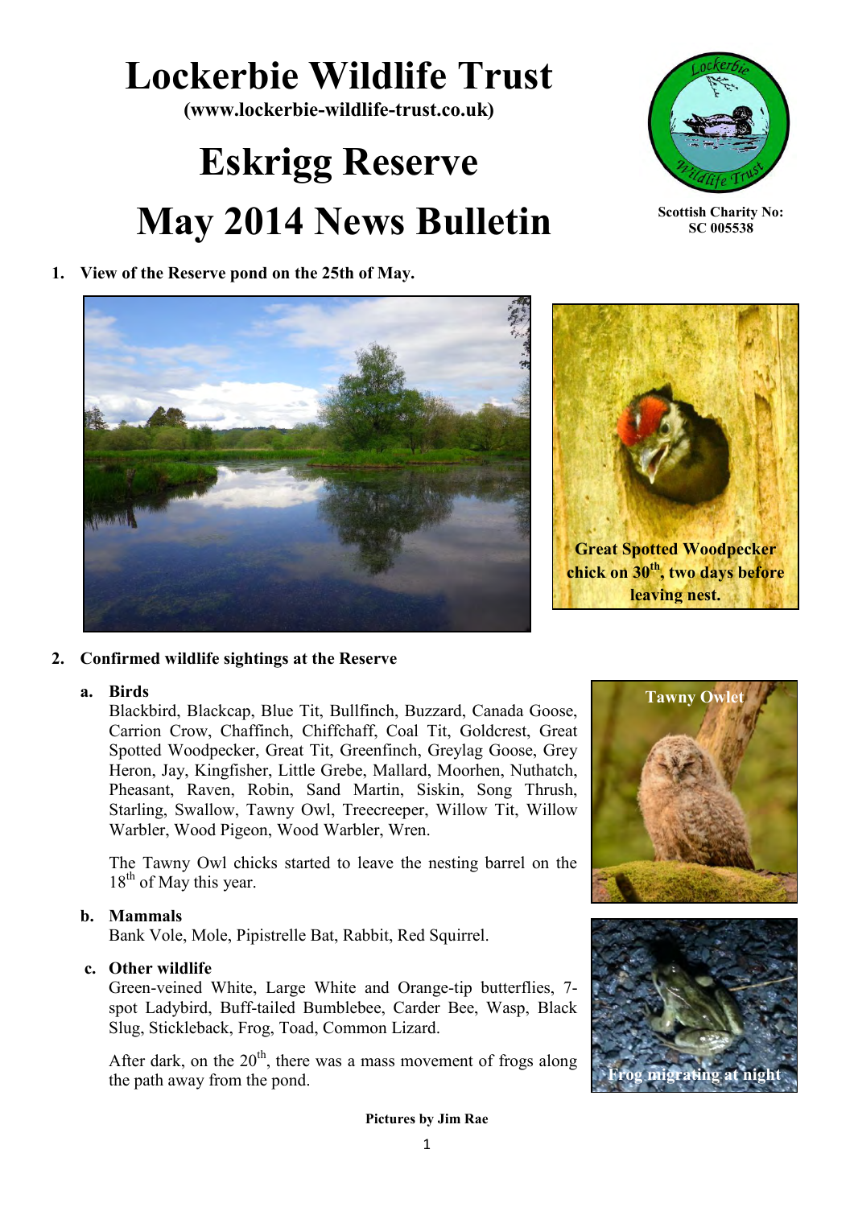# Lockerbie Wildlife Trust

**(www.lockerbie-wildlife-trust.co.uk)**

# Eskrigg Reserve

# May 2014 News Bulletin

**Scottish Charity No: SC 005538**

1. **View of the Reserve pond on the 25th of May.**

**Great Spotted Woodpecker chick on 30th, two days before leaving nest.**

2. **Confirmed wildlife sightings at the Reserve**

   a. **Birds**

   Blackbird, Blackcap, Blue Tit, Bullfinch, Buzzard, Canada Goose, Carrion Crow, Chaffinch, Chiffchaff, Coal Tit, Goldcrest, Great Spotted Woodpecker, Great Tit, Greenfinch, Greylag Goose, Grey Heron, Jay, Kingfisher, Little Grebe, Mallard, Moorhen, Nuthatch, Pheasant, Raven, Robin, Sand Martin, Siskin, Song Thrush, Starling, Swallow, Tawny Owl, Treecreeper, Willow Tit, Willow Warbler, Wood Pigeon, Wood Warbler, Wren.

   The Tawny Owl chicks started to leave the nesting barrel on the 18th of May this year.

   b. **Mammals**

   Bank Vole, Mole, Pipistrelle Bat, Rabbit, Red Squirrel.

   c. **Other wildlife**

   Green-veined White, Large White and Orange-tip butterflies, 7-spot Ladybird, Buff-tailed Bumblebee, Carder Bee, Wasp, Black Slug, Stickleback, Frog, Toad, Common Lizard.

   After dark, on the 20th, there was a mass movement of frogs along the path away from the pond.

**Tawny Owlet**

**Frog migrating at night**

**Pictures by Jim Rae**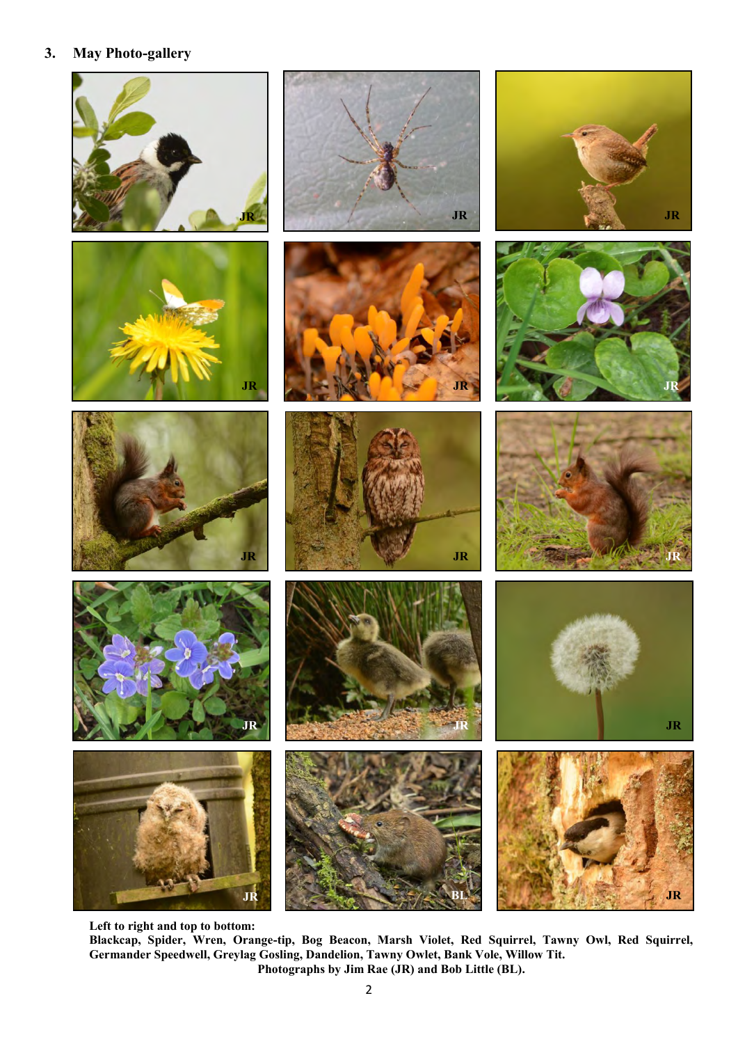## 3. May Photo-gallery

**Left to right and top to bottom:**
**Blackcap, Spider, Wren, Orange-tip, Bog Beacon, Marsh Violet, Red Squirrel, Tawny Owl, Red Squirrel, Germander Speedwell, Greylag Gosling, Dandelion, Tawny Owlet, Bank Vole, Willow Tit.**
**Photographs by Jim Rae (JR) and Bob Little (BL).**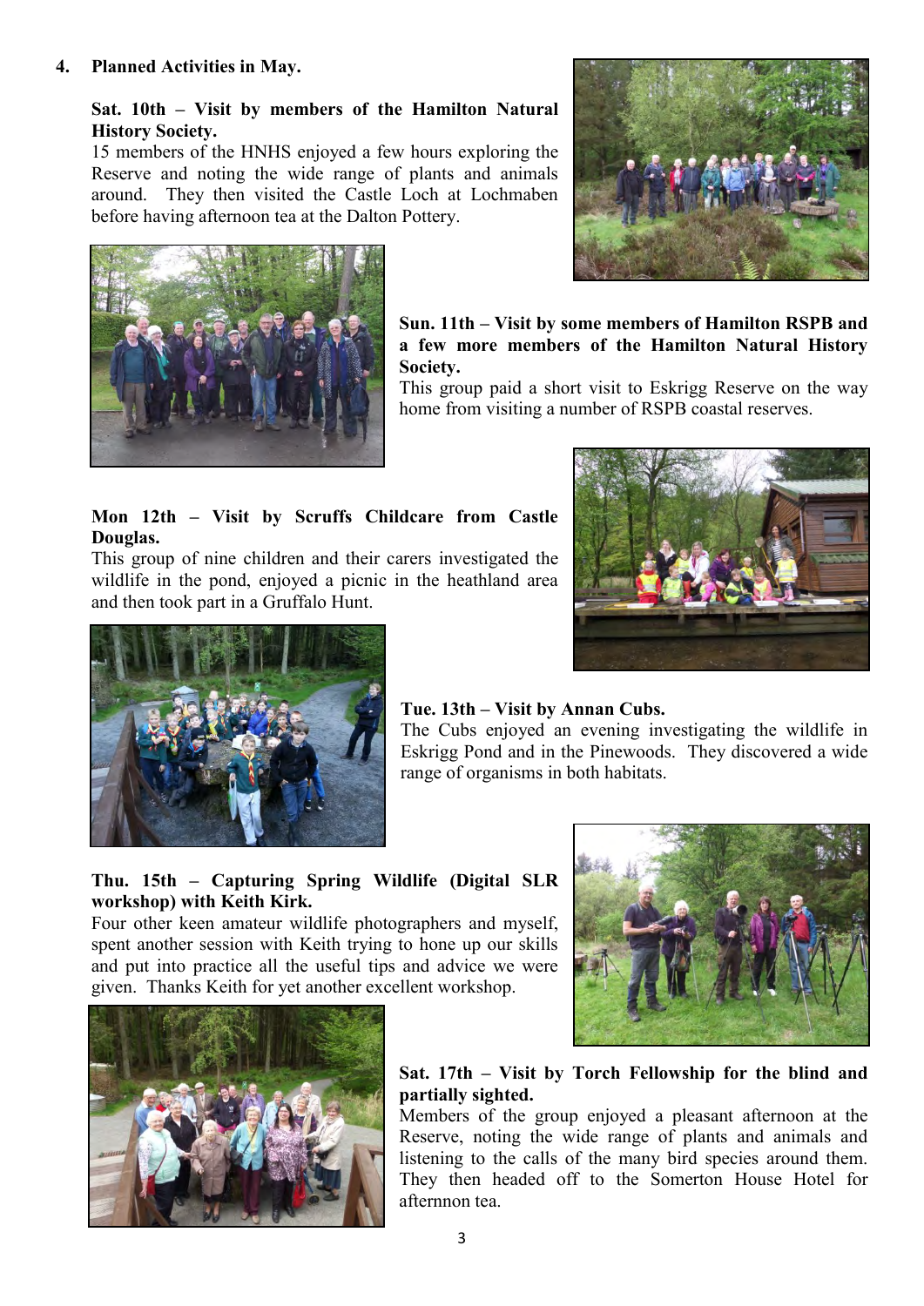## 4. Planned Activities in May.

**Sat. 10th – Visit by members of the Hamilton Natural History Society.**
15 members of the HNHS enjoyed a few hours exploring the Reserve and noting the wide range of plants and animals around. They then visited the Castle Loch at Lochmaben before having afternoon tea at the Dalton Pottery.

**Sun. 11th – Visit by some members of Hamilton RSPB and a few more members of the Hamilton Natural History Society.**
This group paid a short visit to Eskrigg Reserve on the way home from visiting a number of RSPB coastal reserves.

**Mon 12th – Visit by Scruffs Childcare from Castle Douglas.**
This group of nine children and their carers investigated the wildlife in the pond, enjoyed a picnic in the heathland area and then took part in a Gruffalo Hunt.

**Tue. 13th – Visit by Annan Cubs.**
The Cubs enjoyed an evening investigating the wildlife in Eskrigg Pond and in the Pinewoods. They discovered a wide range of organisms in both habitats.

**Thu. 15th – Capturing Spring Wildlife (Digital SLR workshop) with Keith Kirk.**
Four other keen amateur wildlife photographers and myself, spent another session with Keith trying to hone up our skills and put into practice all the useful tips and advice we were given. Thanks Keith for yet another excellent workshop.

**Sat. 17th – Visit by Torch Fellowship for the blind and partially sighted.**
Members of the group enjoyed a pleasant afternoon at the Reserve, noting the wide range of plants and animals and listening to the calls of the many bird species around them. They then headed off to the Somerton House Hotel for afternnon tea.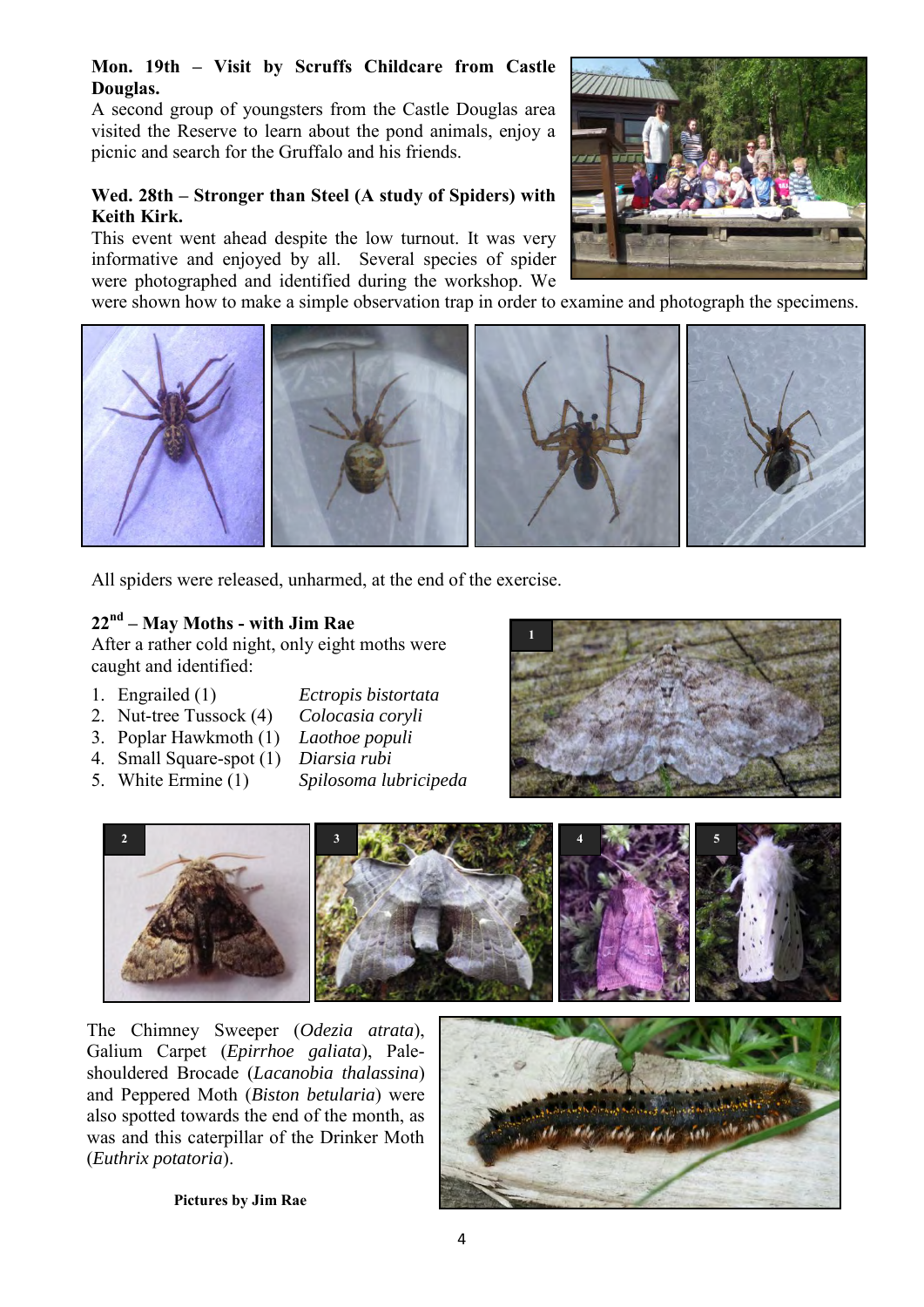**Mon. 19th – Visit by Scruffs Childcare from Castle Douglas.**

A second group of youngsters from the Castle Douglas area visited the Reserve to learn about the pond animals, enjoy a picnic and search for the Gruffalo and his friends.

**Wed. 28th – Stronger than Steel (A study of Spiders) with Keith Kirk.**

This event went ahead despite the low turnout. It was very informative and enjoyed by all. Several species of spider were photographed and identified during the workshop. We were shown how to make a simple observation trap in order to examine and photograph the specimens.

All spiders were released, unharmed, at the end of the exercise.

**22nd – May Moths - with Jim Rae**

After a rather cold night, only eight moths were caught and identified:

1. Engrailed (1) — *Ectropis bistortata*
2. Nut-tree Tussock (4) — *Colocasia coryli*
3. Poplar Hawkmoth (1) — *Laothoe populi*
4. Small Square-spot (1) — *Diarsia rubi*
5. White Ermine (1) — *Spilosoma lubricipeda*

The Chimney Sweeper (*Odezia atrata*), Galium Carpet (*Epirrhoe galiata*), Pale-shouldered Brocade (*Lacanobia thalassina*) and Peppered Moth (*Biston betularia*) were also spotted towards the end of the month, as was and this caterpillar of the Drinker Moth (*Euthrix potatoria*).

**Pictures by Jim Rae**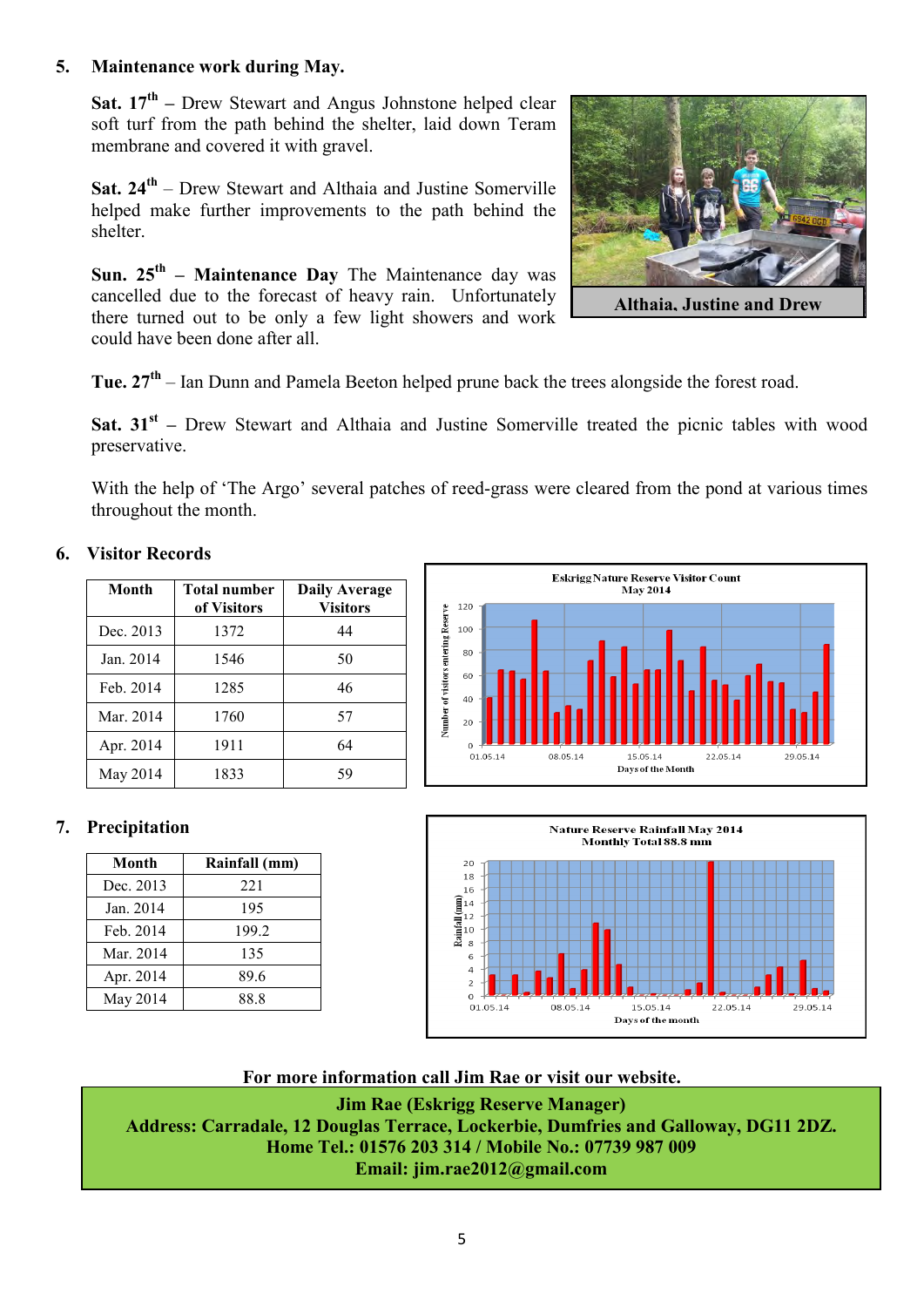## 5. Maintenance work during May.

**Sat. 17th** – Drew Stewart and Angus Johnstone helped clear soft turf from the path behind the shelter, laid down Teram membrane and covered it with gravel.

**Sat. 24th** – Drew Stewart and Althaia and Justine Somerville helped make further improvements to the path behind the shelter.

**Sun. 25th – Maintenance Day** The Maintenance day was cancelled due to the forecast of heavy rain. Unfortunately there turned out to be only a few light showers and work could have been done after all.

**Althaia, Justine and Drew**

**Tue. 27th** – Ian Dunn and Pamela Beeton helped prune back the trees alongside the forest road.

**Sat. 31st** – Drew Stewart and Althaia and Justine Somerville treated the picnic tables with wood preservative.

With the help of 'The Argo' several patches of reed-grass were cleared from the pond at various times throughout the month.

## 6. Visitor Records

| Month | Total number of Visitors | Daily Average Visitors |
|---|---|---|
| Dec. 2013 | 1372 | 44 |
| Jan. 2014 | 1546 | 50 |
| Feb. 2014 | 1285 | 46 |
| Mar. 2014 | 1760 | 57 |
| Apr. 2014 | 1911 | 64 |
| May 2014 | 1833 | 59 |

Eskrigg Nature Reserve Visitor Count
May 2014
Number of visitors entering Reserve
0 20 40 60 80 100 120
01.05.14 08.05.14 15.05.14 22.05.14 29.05.14
Days of the Month

## 7. Precipitation

| Month | Rainfall (mm) |
|---|---|
| Dec. 2013 | 221 |
| Jan. 2014 | 195 |
| Feb. 2014 | 199.2 |
| Mar. 2014 | 135 |
| Apr. 2014 | 89.6 |
| May 2014 | 88.8 |

Nature Reserve Rainfall May 2014
Monthly Total 88.8 mm
Rainfall (mm)
0 2 4 6 8 10 12 14 16 18 20
01.05.14 08.05.14 15.05.14 22.05.14 29.05.14
Days of the month

**For more information call Jim Rae or visit our website.**

**Jim Rae (Eskrigg Reserve Manager)**
**Address: Carradale, 12 Douglas Terrace, Lockerbie, Dumfries and Galloway, DG11 2DZ.**
**Home Tel.: 01576 203 314 / Mobile No.: 07739 987 009**
**Email: jim.rae2012@gmail.com**